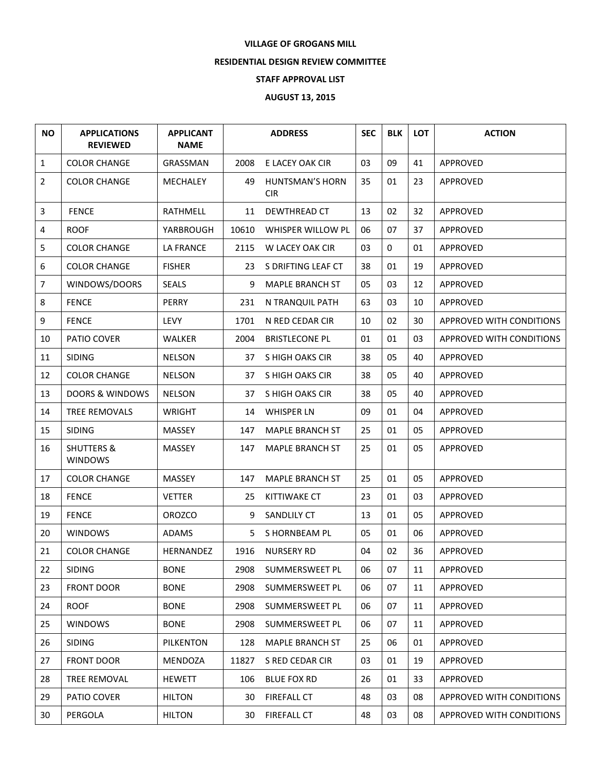**VILLAGE OF GROGANS MILL**

**RESIDENTIAL DESIGN REVIEW COMMITTEE**

**STAFF APPROVAL LIST**

**AUGUST 13, 2015**

| NO | APPLICATIONS REVIEWED | APPLICANT NAME | ADDRESS | | SEC | BLK | LOT | ACTION |
|---|---|---|---|---|---|---|---|---|
| 1 | COLOR CHANGE | GRASSMAN | 2008 | E LACEY OAK CIR | 03 | 09 | 41 | APPROVED |
| 2 | COLOR CHANGE | MECHALEY | 49 | HUNTSMAN'S HORN CIR | 35 | 01 | 23 | APPROVED |
| 3 | FENCE | RATHMELL | 11 | DEWTHREAD CT | 13 | 02 | 32 | APPROVED |
| 4 | ROOF | YARBROUGH | 10610 | WHISPER WILLOW PL | 06 | 07 | 37 | APPROVED |
| 5 | COLOR CHANGE | LA FRANCE | 2115 | W LACEY OAK CIR | 03 | 0 | 01 | APPROVED |
| 6 | COLOR CHANGE | FISHER | 23 | S DRIFTING LEAF CT | 38 | 01 | 19 | APPROVED |
| 7 | WINDOWS/DOORS | SEALS | 9 | MAPLE BRANCH ST | 05 | 03 | 12 | APPROVED |
| 8 | FENCE | PERRY | 231 | N TRANQUIL PATH | 63 | 03 | 10 | APPROVED |
| 9 | FENCE | LEVY | 1701 | N RED CEDAR CIR | 10 | 02 | 30 | APPROVED WITH CONDITIONS |
| 10 | PATIO COVER | WALKER | 2004 | BRISTLECONE PL | 01 | 01 | 03 | APPROVED WITH CONDITIONS |
| 11 | SIDING | NELSON | 37 | S HIGH OAKS CIR | 38 | 05 | 40 | APPROVED |
| 12 | COLOR CHANGE | NELSON | 37 | S HIGH OAKS CIR | 38 | 05 | 40 | APPROVED |
| 13 | DOORS & WINDOWS | NELSON | 37 | S HIGH OAKS CIR | 38 | 05 | 40 | APPROVED |
| 14 | TREE REMOVALS | WRIGHT | 14 | WHISPER LN | 09 | 01 | 04 | APPROVED |
| 15 | SIDING | MASSEY | 147 | MAPLE BRANCH ST | 25 | 01 | 05 | APPROVED |
| 16 | SHUTTERS & WINDOWS | MASSEY | 147 | MAPLE BRANCH ST | 25 | 01 | 05 | APPROVED |
| 17 | COLOR CHANGE | MASSEY | 147 | MAPLE BRANCH ST | 25 | 01 | 05 | APPROVED |
| 18 | FENCE | VETTER | 25 | KITTIWAKE CT | 23 | 01 | 03 | APPROVED |
| 19 | FENCE | OROZCO | 9 | SANDLILY CT | 13 | 01 | 05 | APPROVED |
| 20 | WINDOWS | ADAMS | 5 | S HORNBEAM PL | 05 | 01 | 06 | APPROVED |
| 21 | COLOR CHANGE | HERNANDEZ | 1916 | NURSERY RD | 04 | 02 | 36 | APPROVED |
| 22 | SIDING | BONE | 2908 | SUMMERSWEET PL | 06 | 07 | 11 | APPROVED |
| 23 | FRONT DOOR | BONE | 2908 | SUMMERSWEET PL | 06 | 07 | 11 | APPROVED |
| 24 | ROOF | BONE | 2908 | SUMMERSWEET PL | 06 | 07 | 11 | APPROVED |
| 25 | WINDOWS | BONE | 2908 | SUMMERSWEET PL | 06 | 07 | 11 | APPROVED |
| 26 | SIDING | PILKENTON | 128 | MAPLE BRANCH ST | 25 | 06 | 01 | APPROVED |
| 27 | FRONT DOOR | MENDOZA | 11827 | S RED CEDAR CIR | 03 | 01 | 19 | APPROVED |
| 28 | TREE REMOVAL | HEWETT | 106 | BLUE FOX RD | 26 | 01 | 33 | APPROVED |
| 29 | PATIO COVER | HILTON | 30 | FIREFALL CT | 48 | 03 | 08 | APPROVED WITH CONDITIONS |
| 30 | PERGOLA | HILTON | 30 | FIREFALL CT | 48 | 03 | 08 | APPROVED WITH CONDITIONS |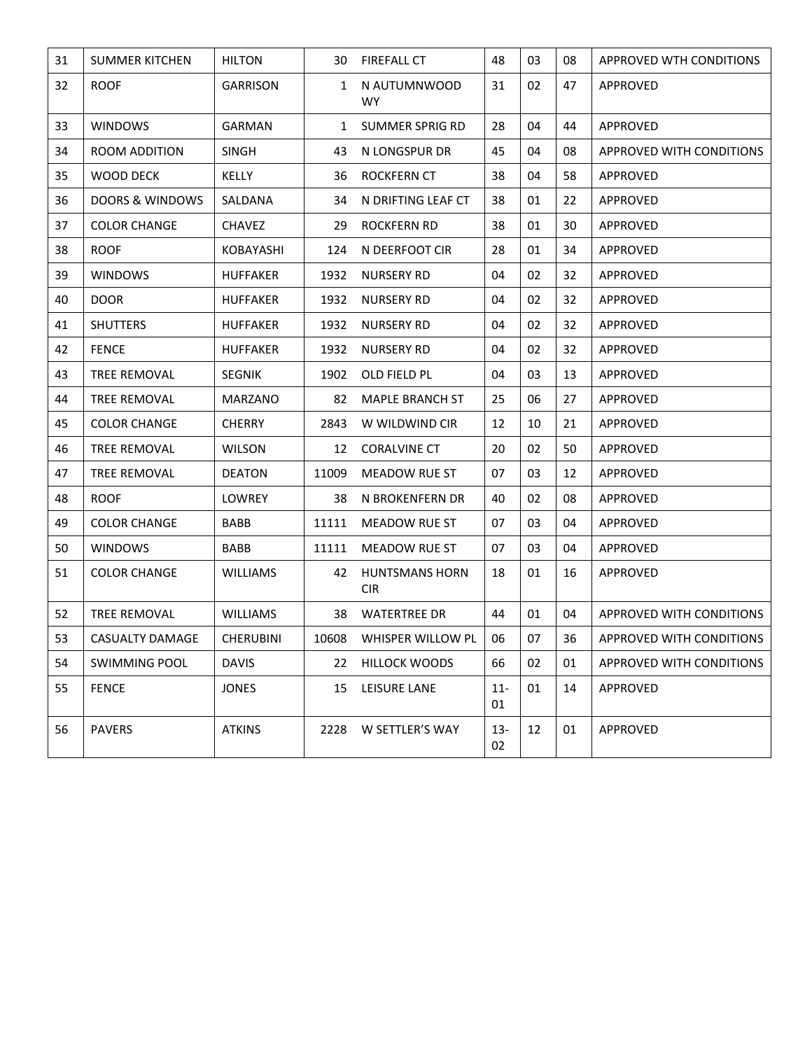| | | | | | | | | |
|---|---|---|---|---|---|---|---|---|
| 31 | SUMMER KITCHEN | HILTON | 30 | FIREFALL CT | 48 | 03 | 08 | APPROVED WTH CONDITIONS |
| 32 | ROOF | GARRISON | 1 | N AUTUMNWOOD WY | 31 | 02 | 47 | APPROVED |
| 33 | WINDOWS | GARMAN | 1 | SUMMER SPRIG RD | 28 | 04 | 44 | APPROVED |
| 34 | ROOM ADDITION | SINGH | 43 | N LONGSPUR DR | 45 | 04 | 08 | APPROVED WITH CONDITIONS |
| 35 | WOOD DECK | KELLY | 36 | ROCKFERN CT | 38 | 04 | 58 | APPROVED |
| 36 | DOORS & WINDOWS | SALDANA | 34 | N DRIFTING LEAF CT | 38 | 01 | 22 | APPROVED |
| 37 | COLOR CHANGE | CHAVEZ | 29 | ROCKFERN RD | 38 | 01 | 30 | APPROVED |
| 38 | ROOF | KOBAYASHI | 124 | N DEERFOOT CIR | 28 | 01 | 34 | APPROVED |
| 39 | WINDOWS | HUFFAKER | 1932 | NURSERY RD | 04 | 02 | 32 | APPROVED |
| 40 | DOOR | HUFFAKER | 1932 | NURSERY RD | 04 | 02 | 32 | APPROVED |
| 41 | SHUTTERS | HUFFAKER | 1932 | NURSERY RD | 04 | 02 | 32 | APPROVED |
| 42 | FENCE | HUFFAKER | 1932 | NURSERY RD | 04 | 02 | 32 | APPROVED |
| 43 | TREE REMOVAL | SEGNIK | 1902 | OLD FIELD PL | 04 | 03 | 13 | APPROVED |
| 44 | TREE REMOVAL | MARZANO | 82 | MAPLE BRANCH ST | 25 | 06 | 27 | APPROVED |
| 45 | COLOR CHANGE | CHERRY | 2843 | W WILDWIND CIR | 12 | 10 | 21 | APPROVED |
| 46 | TREE REMOVAL | WILSON | 12 | CORALVINE CT | 20 | 02 | 50 | APPROVED |
| 47 | TREE REMOVAL | DEATON | 11009 | MEADOW RUE ST | 07 | 03 | 12 | APPROVED |
| 48 | ROOF | LOWREY | 38 | N BROKENFERN DR | 40 | 02 | 08 | APPROVED |
| 49 | COLOR CHANGE | BABB | 11111 | MEADOW RUE ST | 07 | 03 | 04 | APPROVED |
| 50 | WINDOWS | BABB | 11111 | MEADOW RUE ST | 07 | 03 | 04 | APPROVED |
| 51 | COLOR CHANGE | WILLIAMS | 42 | HUNTSMANS HORN CIR | 18 | 01 | 16 | APPROVED |
| 52 | TREE REMOVAL | WILLIAMS | 38 | WATERTREE DR | 44 | 01 | 04 | APPROVED WITH CONDITIONS |
| 53 | CASUALTY DAMAGE | CHERUBINI | 10608 | WHISPER WILLOW PL | 06 | 07 | 36 | APPROVED WITH CONDITIONS |
| 54 | SWIMMING POOL | DAVIS | 22 | HILLOCK WOODS | 66 | 02 | 01 | APPROVED WITH CONDITIONS |
| 55 | FENCE | JONES | 15 | LEISURE LANE | 11-01 | 01 | 14 | APPROVED |
| 56 | PAVERS | ATKINS | 2228 | W SETTLER'S WAY | 13-02 | 12 | 01 | APPROVED |